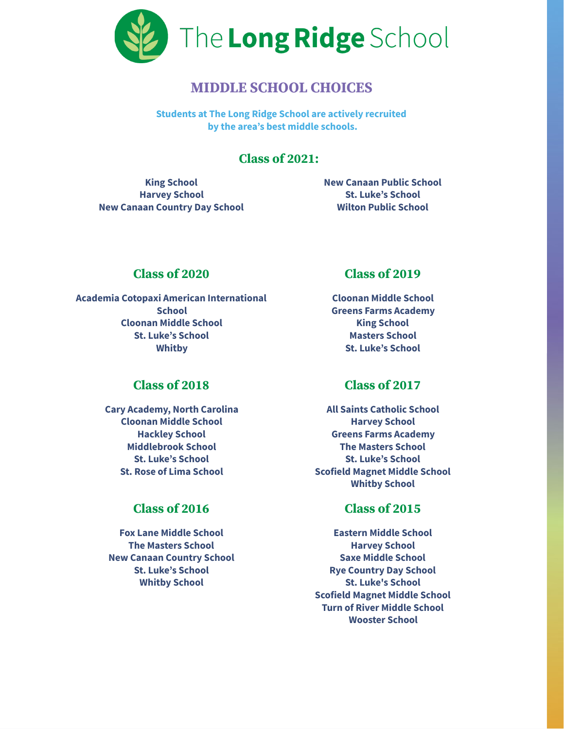# The Long Ridge School

## MIDDLE SCHOOL CHOICES

**Students at The Long Ridge School are actively recruited by the area's best middle schools.**

### Class of 2021:

**King School**
**Harvey School**
**New Canaan Country Day School**
**New Canaan Public School**
**St. Luke's School**
**Wilton Public School**

### Class of 2020

**Academia Cotopaxi American International School**
**Cloonan Middle School**
**St. Luke's School**
**Whitby**

### Class of 2019

**Cloonan Middle School**
**Greens Farms Academy**
**King School**
**Masters School**
**St. Luke's School**

### Class of 2018

**Cary Academy, North Carolina**
**Cloonan Middle School**
**Hackley School**
**Middlebrook School**
**St. Luke's School**
**St. Rose of Lima School**

### Class of 2017

**All Saints Catholic School**
**Harvey School**
**Greens Farms Academy**
**The Masters School**
**St. Luke's School**
**Scofield Magnet Middle School**
**Whitby School**

### Class of 2016

**Fox Lane Middle School**
**The Masters School**
**New Canaan Country School**
**St. Luke's School**
**Whitby School**

### Class of 2015

**Eastern Middle School**
**Harvey School**
**Saxe Middle School**
**Rye Country Day School**
**St. Luke's School**
**Scofield Magnet Middle School**
**Turn of River Middle School**
**Wooster School**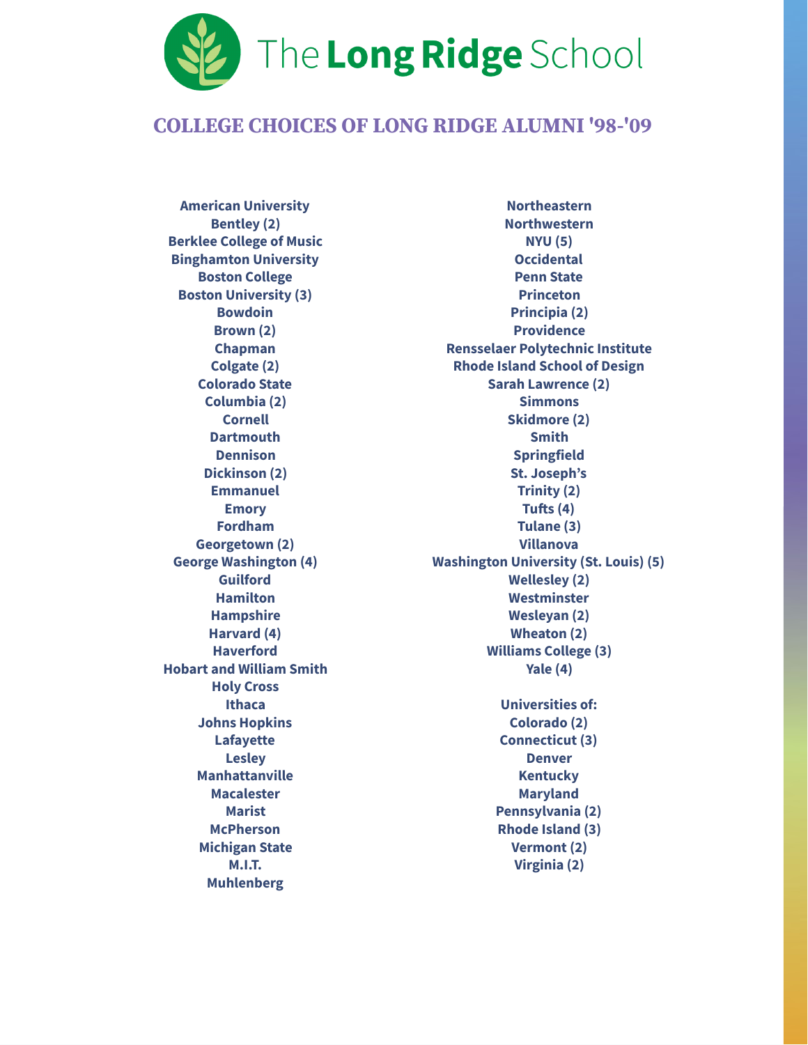The **Long Ridge** School

## COLLEGE CHOICES OF LONG RIDGE ALUMNI '98-'09

**American University**
**Bentley (2)**
**Berklee College of Music**
**Binghamton University**
**Boston College**
**Boston University (3)**
**Bowdoin**
**Brown (2)**
**Chapman**
**Colgate (2)**
**Colorado State**
**Columbia (2)**
**Cornell**
**Dartmouth**
**Dennison**
**Dickinson (2)**
**Emmanuel**
**Emory**
**Fordham**
**Georgetown (2)**
**George Washington (4)**
**Guilford**
**Hamilton**
**Hampshire**
**Harvard (4)**
**Haverford**
**Hobart and William Smith**
**Holy Cross**
**Ithaca**
**Johns Hopkins**
**Lafayette**
**Lesley**
**Manhattanville**
**Macalester**
**Marist**
**McPherson**
**Michigan State**
**M.I.T.**
**Muhlenberg**
**Northeastern**
**Northwestern**
**NYU (5)**
**Occidental**
**Penn State**
**Princeton**
**Principia (2)**
**Providence**
**Rensselaer Polytechnic Institute**
**Rhode Island School of Design**
**Sarah Lawrence (2)**
**Simmons**
**Skidmore (2)**
**Smith**
**Springfield**
**St. Joseph's**
**Trinity (2)**
**Tufts (4)**
**Tulane (3)**
**Villanova**
**Washington University (St. Louis) (5)**
**Wellesley (2)**
**Westminster**
**Wesleyan (2)**
**Wheaton (2)**
**Williams College (3)**
**Yale (4)**

**Universities of:**
**Colorado (2)**
**Connecticut (3)**
**Denver**
**Kentucky**
**Maryland**
**Pennsylvania (2)**
**Rhode Island (3)**
**Vermont (2)**
**Virginia (2)**